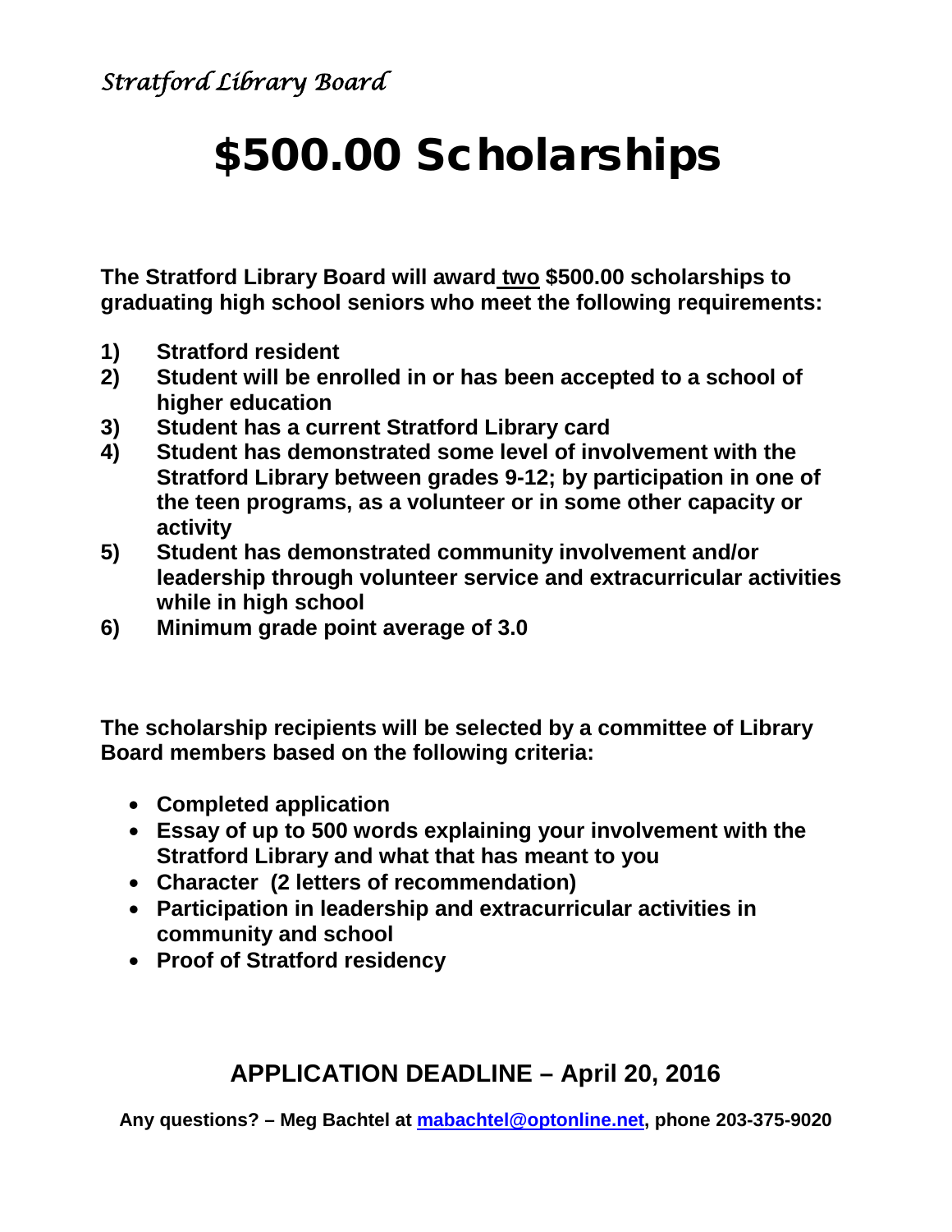*Stratford Library Board*

# $500.00 Scholarships

**The Stratford Library Board will award <u>two</u> $500.00 scholarships to graduating high school seniors who meet the following requirements:**

1) **Stratford resident**
2) **Student will be enrolled in or has been accepted to a school of higher education**
3) **Student has a current Stratford Library card**
4) **Student has demonstrated some level of involvement with the Stratford Library between grades 9-12; by participation in one of the teen programs, as a volunteer or in some other capacity or activity**
5) **Student has demonstrated community involvement and/or leadership through volunteer service and extracurricular activities while in high school**
6) **Minimum grade point average of 3.0**

**The scholarship recipients will be selected by a committee of Library Board members based on the following criteria:**

- **Completed application**
- **Essay of up to 500 words explaining your involvement with the Stratford Library and what that has meant to you**
- **Character (2 letters of recommendation)**
- **Participation in leadership and extracurricular activities in community and school**
- **Proof of Stratford residency**

## APPLICATION DEADLINE – April 20, 2016

**Any questions? – Meg Bachtel at mabachtel@optonline.net, phone 203-375-9020**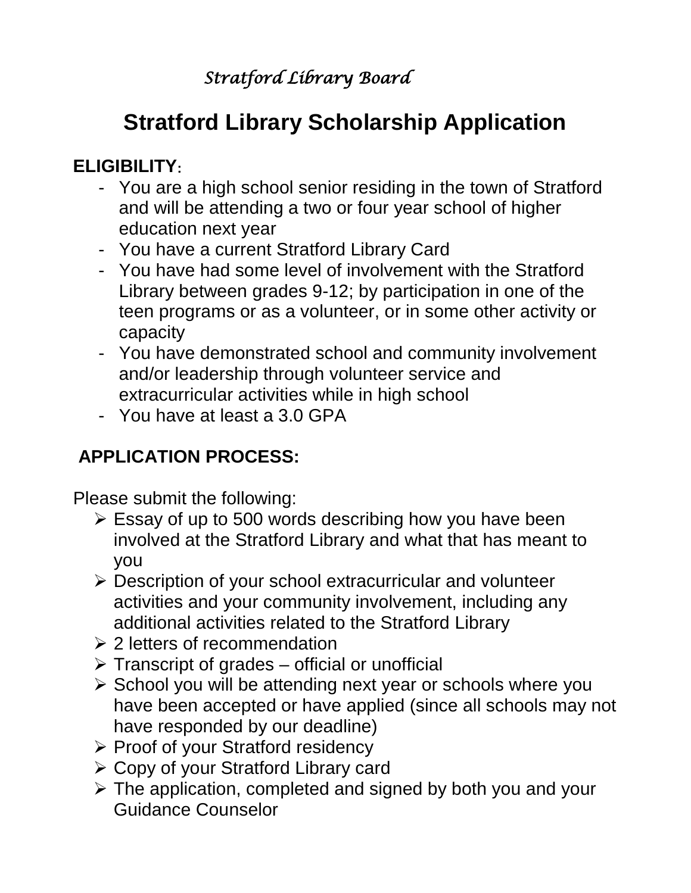*Stratford Library Board*

# Stratford Library Scholarship Application

**ELIGIBILITY:**

- You are a high school senior residing in the town of Stratford and will be attending a two or four year school of higher education next year
- You have a current Stratford Library Card
- You have had some level of involvement with the Stratford Library between grades 9-12; by participation in one of the teen programs or as a volunteer, or in some other activity or capacity
- You have demonstrated school and community involvement and/or leadership through volunteer service and extracurricular activities while in high school
- You have at least a 3.0 GPA

**APPLICATION PROCESS:**

Please submit the following:

- Essay of up to 500 words describing how you have been involved at the Stratford Library and what that has meant to you
- Description of your school extracurricular and volunteer activities and your community involvement, including any additional activities related to the Stratford Library
- 2 letters of recommendation
- Transcript of grades – official or unofficial
- School you will be attending next year or schools where you have been accepted or have applied (since all schools may not have responded by our deadline)
- Proof of your Stratford residency
- Copy of your Stratford Library card
- The application, completed and signed by both you and your Guidance Counselor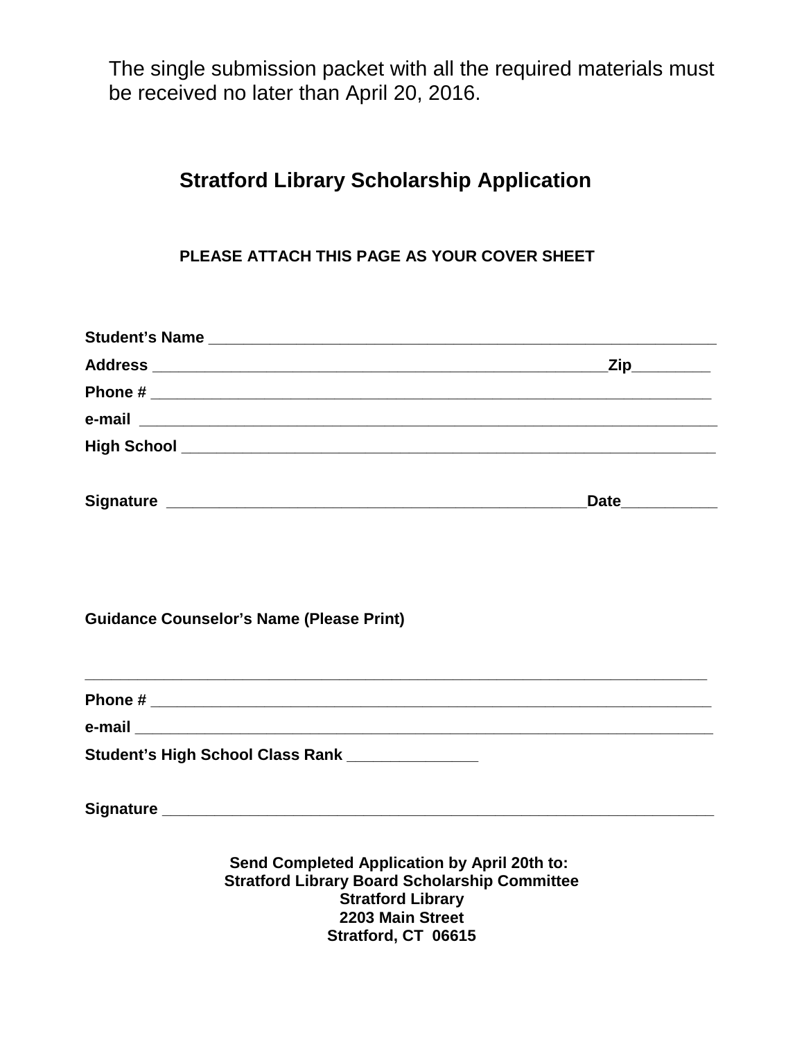The single submission packet with all the required materials must be received no later than April 20, 2016.

# Stratford Library Scholarship Application

**PLEASE ATTACH THIS PAGE AS YOUR COVER SHEET**

**Student's Name** ______________________________________________________________

**Address** ______________________________________________________**Zip**_________

**Phone #** _____________________________________________________________________

**e-mail** ______________________________________________________________________

**High School** __________________________________________________________________

**Signature** ___________________________________________________**Date**___________

**Guidance Counselor's Name (Please Print)**

_________________________________________________________________________________

**Phone #** _____________________________________________________________________

**e-mail** ______________________________________________________________________

**Student's High School Class Rank** _______________

**Signature** ___________________________________________________________________

**Send Completed Application by April 20th to:**
**Stratford Library Board Scholarship Committee**
**Stratford Library**
**2203 Main Street**
**Stratford, CT 06615**